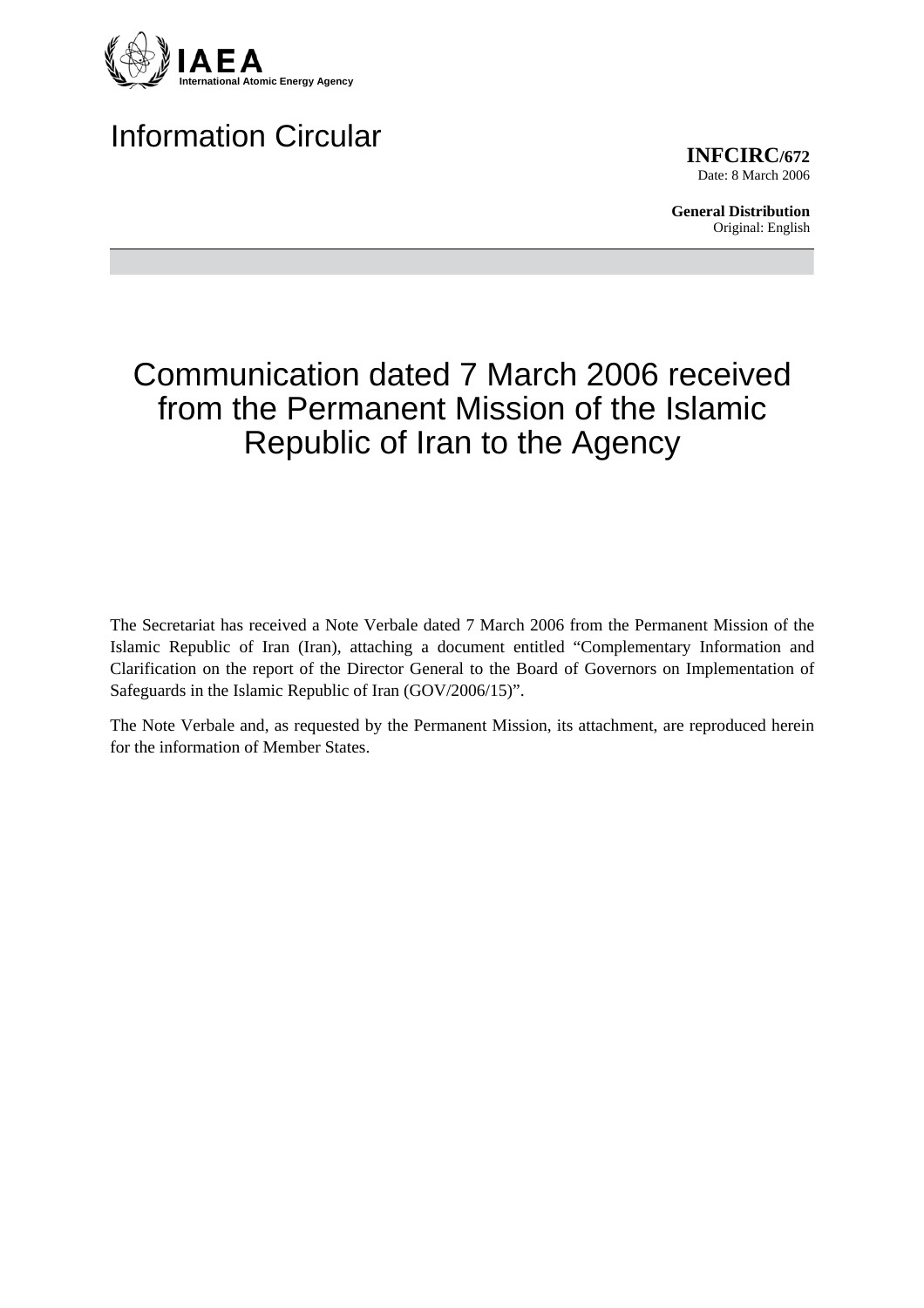IAEA
International Atomic Energy Agency

# Information Circular

**INFCIRC/672**
Date: 8 March 2006

**General Distribution**
Original: English

# Communication dated 7 March 2006 received from the Permanent Mission of the Islamic Republic of Iran to the Agency

The Secretariat has received a Note Verbale dated 7 March 2006 from the Permanent Mission of the Islamic Republic of Iran (Iran), attaching a document entitled "Complementary Information and Clarification on the report of the Director General to the Board of Governors on Implementation of Safeguards in the Islamic Republic of Iran (GOV/2006/15)".

The Note Verbale and, as requested by the Permanent Mission, its attachment, are reproduced herein for the information of Member States.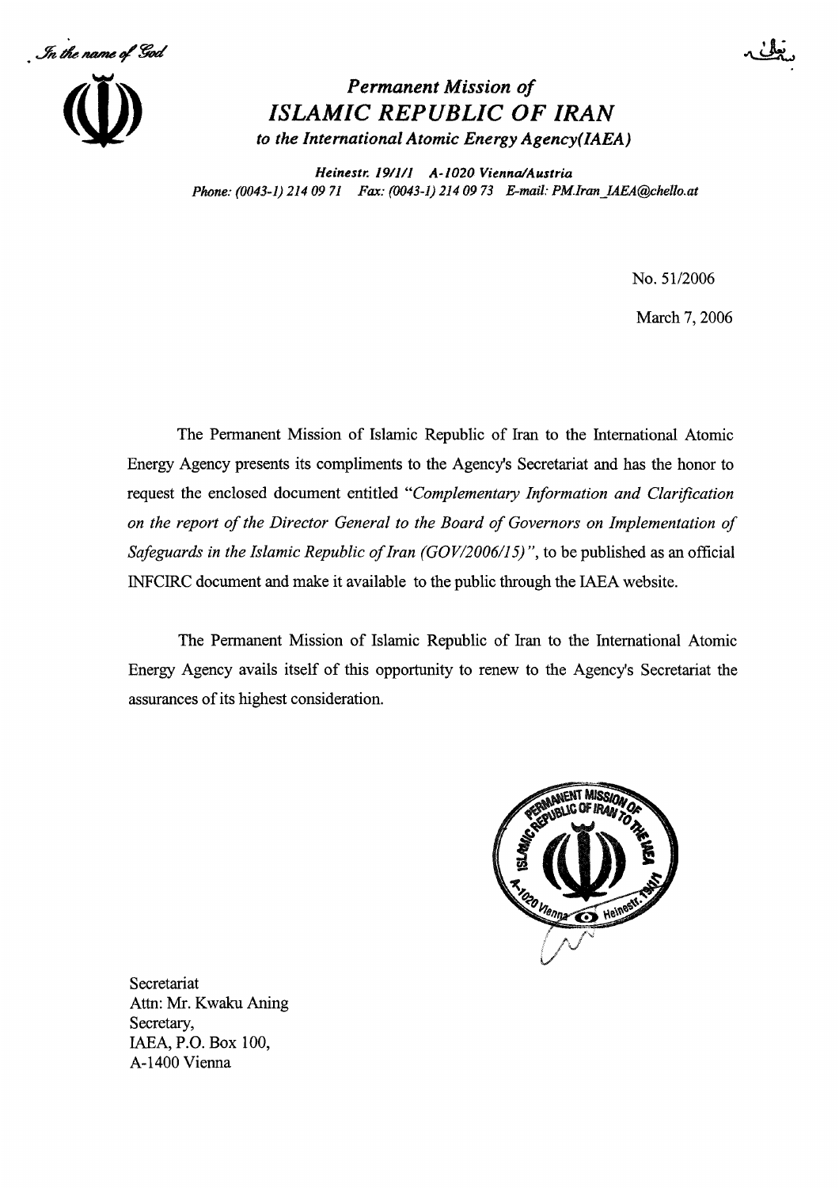*In the name of God*

بنام

## *Permanent Mission of*
## *ISLAMIC REPUBLIC OF IRAN*
### *to the International Atomic Energy Agency(IAEA)*

***Heinestr. 19/1/1 A-1020 Vienna/Austria***
***Phone: (0043-1) 214 09 71 Fax: (0043-1) 214 09 73 E-mail: PM.Iran_IAEA@chello.at***

No. 51/2006

March 7, 2006

The Permanent Mission of Islamic Republic of Iran to the International Atomic Energy Agency presents its compliments to the Agency's Secretariat and has the honor to request the enclosed document entitled "*Complementary Information and Clarification on the report of the Director General to the Board of Governors on Implementation of Safeguards in the Islamic Republic of Iran (GOV/2006/15)*", to be published as an official INFCIRC document and make it available to the public through the IAEA website.

The Permanent Mission of Islamic Republic of Iran to the International Atomic Energy Agency avails itself of this opportunity to renew to the Agency's Secretariat the assurances of its highest consideration.

Secretariat
Attn: Mr. Kwaku Aning
Secretary,
IAEA, P.O. Box 100,
A-1400 Vienna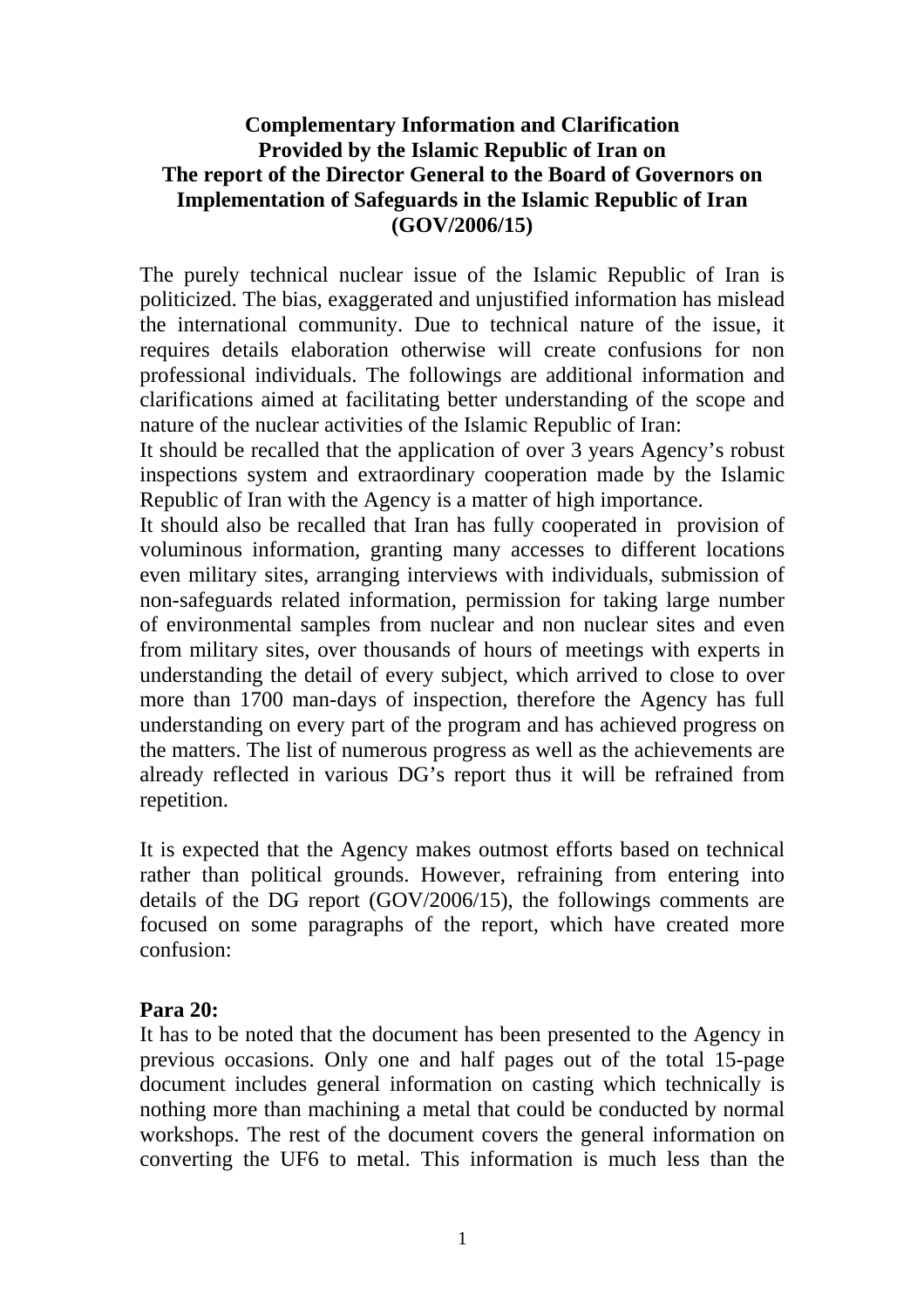**Complementary Information and Clarification**
**Provided by the Islamic Republic of Iran on**
**The report of the Director General to the Board of Governors on**
**Implementation of Safeguards in the Islamic Republic of Iran**
**(GOV/2006/15)**

The purely technical nuclear issue of the Islamic Republic of Iran is politicized. The bias, exaggerated and unjustified information has mislead the international community. Due to technical nature of the issue, it requires details elaboration otherwise will create confusions for non professional individuals. The followings are additional information and clarifications aimed at facilitating better understanding of the scope and nature of the nuclear activities of the Islamic Republic of Iran:

It should be recalled that the application of over 3 years Agency's robust inspections system and extraordinary cooperation made by the Islamic Republic of Iran with the Agency is a matter of high importance.

It should also be recalled that Iran has fully cooperated in provision of voluminous information, granting many accesses to different locations even military sites, arranging interviews with individuals, submission of non-safeguards related information, permission for taking large number of environmental samples from nuclear and non nuclear sites and even from military sites, over thousands of hours of meetings with experts in understanding the detail of every subject, which arrived to close to over more than 1700 man-days of inspection, therefore the Agency has full understanding on every part of the program and has achieved progress on the matters. The list of numerous progress as well as the achievements are already reflected in various DG's report thus it will be refrained from repetition.

It is expected that the Agency makes outmost efforts based on technical rather than political grounds. However, refraining from entering into details of the DG report (GOV/2006/15), the followings comments are focused on some paragraphs of the report, which have created more confusion:

**Para 20:**

It has to be noted that the document has been presented to the Agency in previous occasions. Only one and half pages out of the total 15-page document includes general information on casting which technically is nothing more than machining a metal that could be conducted by normal workshops. The rest of the document covers the general information on converting the UF6 to metal. This information is much less than the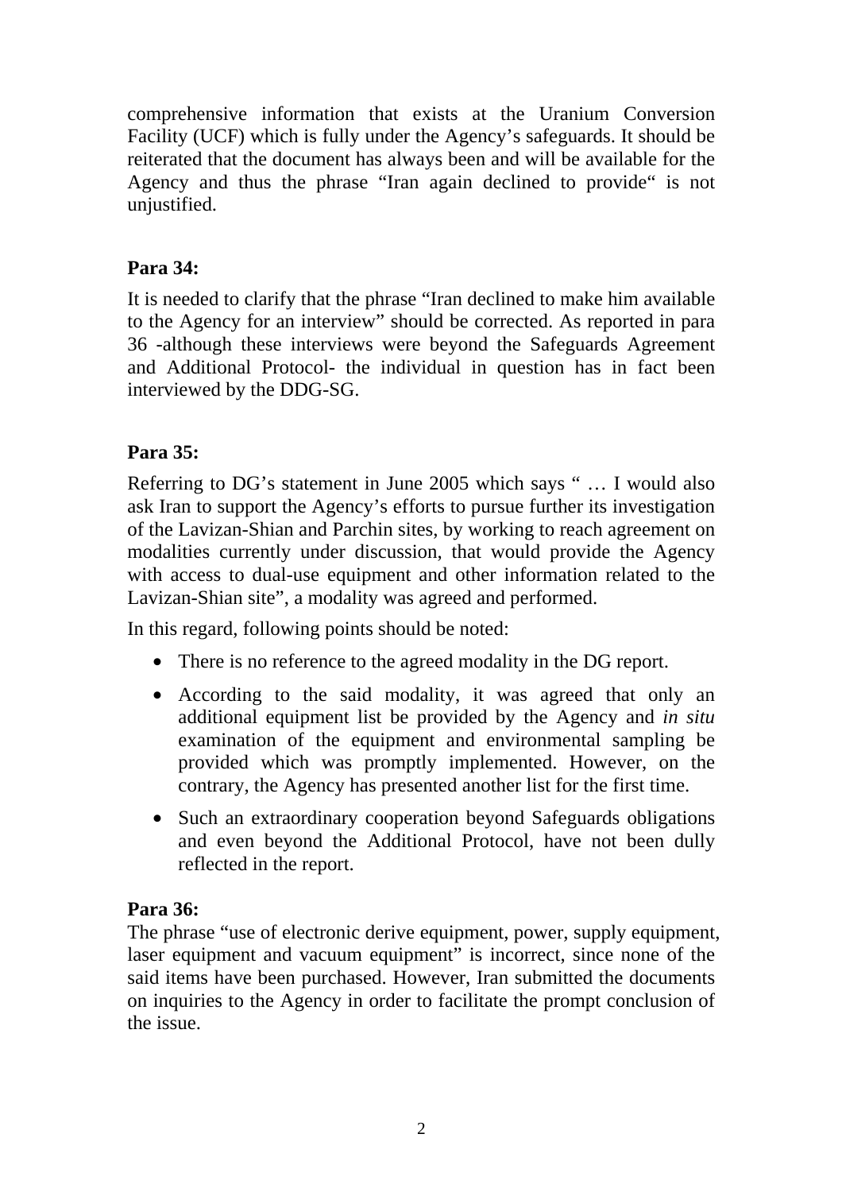comprehensive information that exists at the Uranium Conversion Facility (UCF) which is fully under the Agency's safeguards. It should be reiterated that the document has always been and will be available for the Agency and thus the phrase "Iran again declined to provide" is not unjustified.

**Para 34:**

It is needed to clarify that the phrase "Iran declined to make him available to the Agency for an interview" should be corrected. As reported in para 36 -although these interviews were beyond the Safeguards Agreement and Additional Protocol- the individual in question has in fact been interviewed by the DDG-SG.

**Para 35:**

Referring to DG's statement in June 2005 which says " … I would also ask Iran to support the Agency's efforts to pursue further its investigation of the Lavizan-Shian and Parchin sites, by working to reach agreement on modalities currently under discussion, that would provide the Agency with access to dual-use equipment and other information related to the Lavizan-Shian site", a modality was agreed and performed.

In this regard, following points should be noted:

- There is no reference to the agreed modality in the DG report.
- According to the said modality, it was agreed that only an additional equipment list be provided by the Agency and *in situ* examination of the equipment and environmental sampling be provided which was promptly implemented. However, on the contrary, the Agency has presented another list for the first time.
- Such an extraordinary cooperation beyond Safeguards obligations and even beyond the Additional Protocol, have not been dully reflected in the report.

**Para 36:**

The phrase "use of electronic derive equipment, power, supply equipment, laser equipment and vacuum equipment" is incorrect, since none of the said items have been purchased. However, Iran submitted the documents on inquiries to the Agency in order to facilitate the prompt conclusion of the issue.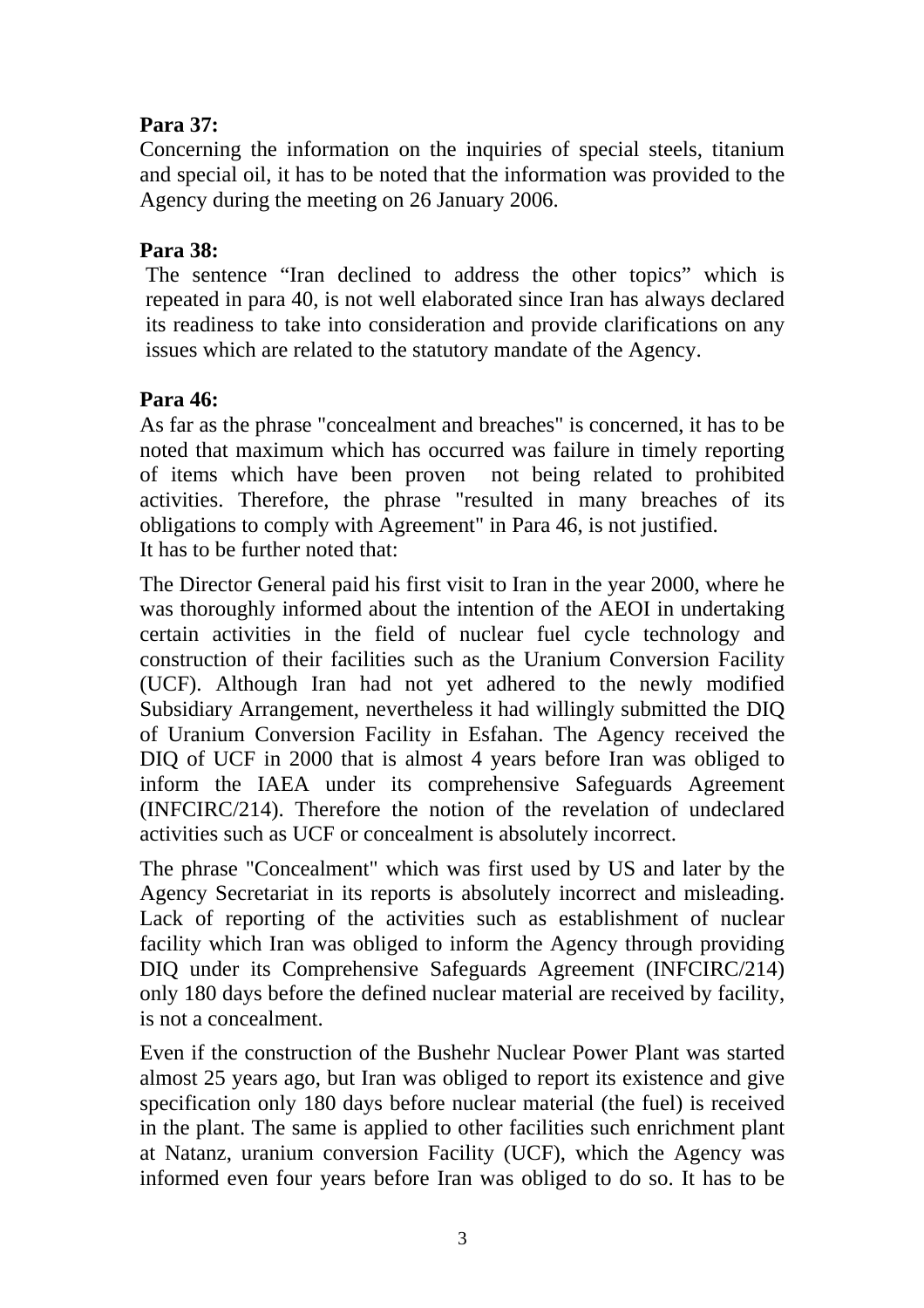**Para 37:**
Concerning the information on the inquiries of special steels, titanium and special oil, it has to be noted that the information was provided to the Agency during the meeting on 26 January 2006.

**Para 38:**
The sentence “Iran declined to address the other topics” which is repeated in para 40, is not well elaborated since Iran has always declared its readiness to take into consideration and provide clarifications on any issues which are related to the statutory mandate of the Agency.

**Para 46:**
As far as the phrase "concealment and breaches" is concerned, it has to be noted that maximum which has occurred was failure in timely reporting of items which have been proven not being related to prohibited activities. Therefore, the phrase "resulted in many breaches of its obligations to comply with Agreement" in Para 46, is not justified.
It has to be further noted that:

The Director General paid his first visit to Iran in the year 2000, where he was thoroughly informed about the intention of the AEOI in undertaking certain activities in the field of nuclear fuel cycle technology and construction of their facilities such as the Uranium Conversion Facility (UCF). Although Iran had not yet adhered to the newly modified Subsidiary Arrangement, nevertheless it had willingly submitted the DIQ of Uranium Conversion Facility in Esfahan. The Agency received the DIQ of UCF in 2000 that is almost 4 years before Iran was obliged to inform the IAEA under its comprehensive Safeguards Agreement (INFCIRC/214). Therefore the notion of the revelation of undeclared activities such as UCF or concealment is absolutely incorrect.

The phrase "Concealment" which was first used by US and later by the Agency Secretariat in its reports is absolutely incorrect and misleading. Lack of reporting of the activities such as establishment of nuclear facility which Iran was obliged to inform the Agency through providing DIQ under its Comprehensive Safeguards Agreement (INFCIRC/214) only 180 days before the defined nuclear material are received by facility, is not a concealment.

Even if the construction of the Bushehr Nuclear Power Plant was started almost 25 years ago, but Iran was obliged to report its existence and give specification only 180 days before nuclear material (the fuel) is received in the plant. The same is applied to other facilities such enrichment plant at Natanz, uranium conversion Facility (UCF), which the Agency was informed even four years before Iran was obliged to do so. It has to be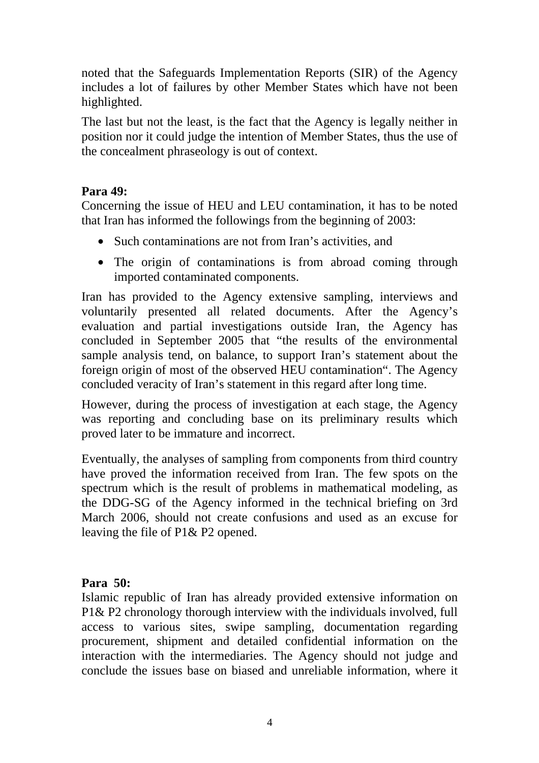noted that the Safeguards Implementation Reports (SIR) of the Agency includes a lot of failures by other Member States which have not been highlighted.

The last but not the least, is the fact that the Agency is legally neither in position nor it could judge the intention of Member States, thus the use of the concealment phraseology is out of context.

**Para 49:**
Concerning the issue of HEU and LEU contamination, it has to be noted that Iran has informed the followings from the beginning of 2003:

- Such contaminations are not from Iran's activities, and
- The origin of contaminations is from abroad coming through imported contaminated components.

Iran has provided to the Agency extensive sampling, interviews and voluntarily presented all related documents. After the Agency's evaluation and partial investigations outside Iran, the Agency has concluded in September 2005 that "the results of the environmental sample analysis tend, on balance, to support Iran's statement about the foreign origin of most of the observed HEU contamination". The Agency concluded veracity of Iran's statement in this regard after long time.

However, during the process of investigation at each stage, the Agency was reporting and concluding base on its preliminary results which proved later to be immature and incorrect.

Eventually, the analyses of sampling from components from third country have proved the information received from Iran. The few spots on the spectrum which is the result of problems in mathematical modeling, as the DDG-SG of the Agency informed in the technical briefing on 3rd March 2006, should not create confusions and used as an excuse for leaving the file of P1& P2 opened.

**Para 50:**
Islamic republic of Iran has already provided extensive information on P1& P2 chronology thorough interview with the individuals involved, full access to various sites, swipe sampling, documentation regarding procurement, shipment and detailed confidential information on the interaction with the intermediaries. The Agency should not judge and conclude the issues base on biased and unreliable information, where it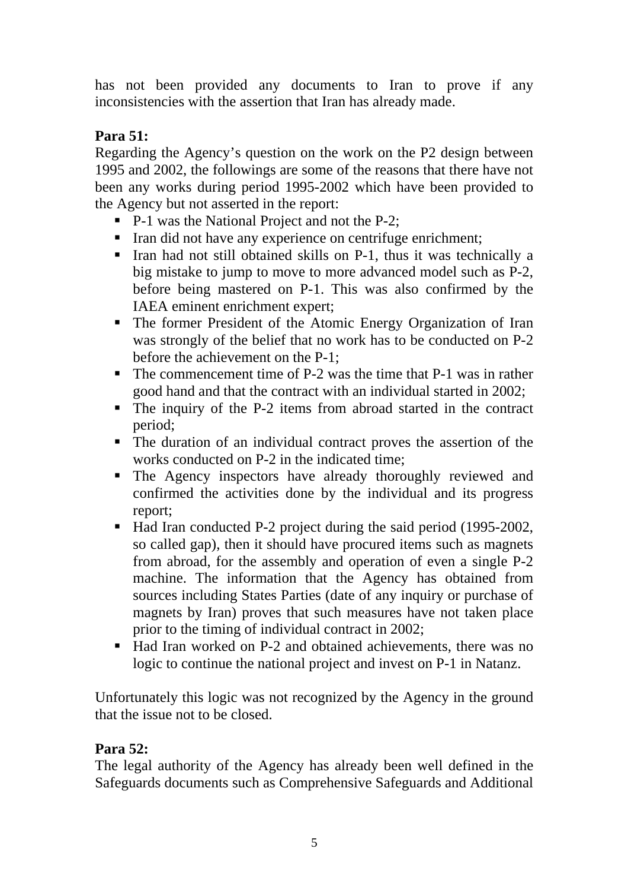has not been provided any documents to Iran to prove if any inconsistencies with the assertion that Iran has already made.

**Para 51:**

Regarding the Agency's question on the work on the P2 design between 1995 and 2002, the followings are some of the reasons that there have not been any works during period 1995-2002 which have been provided to the Agency but not asserted in the report:

- P-1 was the National Project and not the P-2;
- Iran did not have any experience on centrifuge enrichment;
- Iran had not still obtained skills on P-1, thus it was technically a big mistake to jump to move to more advanced model such as P-2, before being mastered on P-1. This was also confirmed by the IAEA eminent enrichment expert;
- The former President of the Atomic Energy Organization of Iran was strongly of the belief that no work has to be conducted on P-2 before the achievement on the P-1;
- The commencement time of P-2 was the time that P-1 was in rather good hand and that the contract with an individual started in 2002;
- The inquiry of the P-2 items from abroad started in the contract period;
- The duration of an individual contract proves the assertion of the works conducted on P-2 in the indicated time;
- The Agency inspectors have already thoroughly reviewed and confirmed the activities done by the individual and its progress report;
- Had Iran conducted P-2 project during the said period (1995-2002, so called gap), then it should have procured items such as magnets from abroad, for the assembly and operation of even a single P-2 machine. The information that the Agency has obtained from sources including States Parties (date of any inquiry or purchase of magnets by Iran) proves that such measures have not taken place prior to the timing of individual contract in 2002;
- Had Iran worked on P-2 and obtained achievements, there was no logic to continue the national project and invest on P-1 in Natanz.

Unfortunately this logic was not recognized by the Agency in the ground that the issue not to be closed.

**Para 52:**

The legal authority of the Agency has already been well defined in the Safeguards documents such as Comprehensive Safeguards and Additional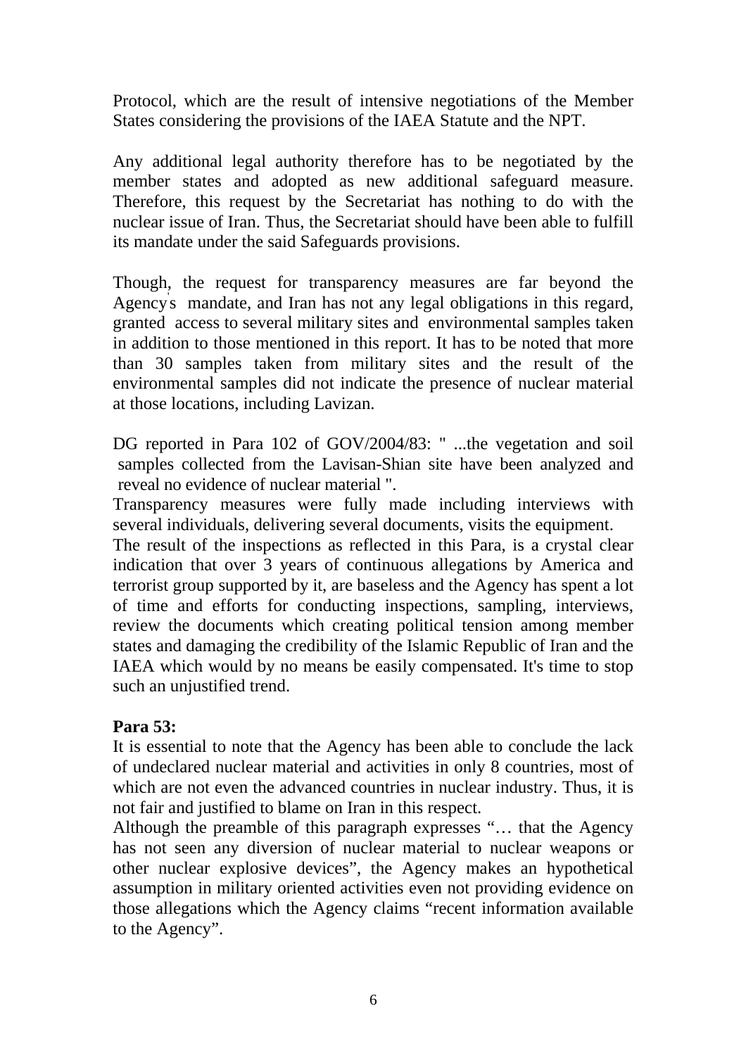Protocol, which are the result of intensive negotiations of the Member States considering the provisions of the IAEA Statute and the NPT.

Any additional legal authority therefore has to be negotiated by the member states and adopted as new additional safeguard measure. Therefore, this request by the Secretariat has nothing to do with the nuclear issue of Iran. Thus, the Secretariat should have been able to fulfill its mandate under the said Safeguards provisions.

Though, the request for transparency measures are far beyond the Agency's mandate, and Iran has not any legal obligations in this regard, granted access to several military sites and environmental samples taken in addition to those mentioned in this report. It has to be noted that more than 30 samples taken from military sites and the result of the environmental samples did not indicate the presence of nuclear material at those locations, including Lavizan.

DG reported in Para 102 of GOV/2004/83: " ...the vegetation and soil samples collected from the Lavisan-Shian site have been analyzed and reveal no evidence of nuclear material ".

Transparency measures were fully made including interviews with several individuals, delivering several documents, visits the equipment.

The result of the inspections as reflected in this Para, is a crystal clear indication that over 3 years of continuous allegations by America and terrorist group supported by it, are baseless and the Agency has spent a lot of time and efforts for conducting inspections, sampling, interviews, review the documents which creating political tension among member states and damaging the credibility of the Islamic Republic of Iran and the IAEA which would by no means be easily compensated. It's time to stop such an unjustified trend.

**Para 53:**

It is essential to note that the Agency has been able to conclude the lack of undeclared nuclear material and activities in only 8 countries, most of which are not even the advanced countries in nuclear industry. Thus, it is not fair and justified to blame on Iran in this respect.

Although the preamble of this paragraph expresses "… that the Agency has not seen any diversion of nuclear material to nuclear weapons or other nuclear explosive devices", the Agency makes an hypothetical assumption in military oriented activities even not providing evidence on those allegations which the Agency claims "recent information available to the Agency".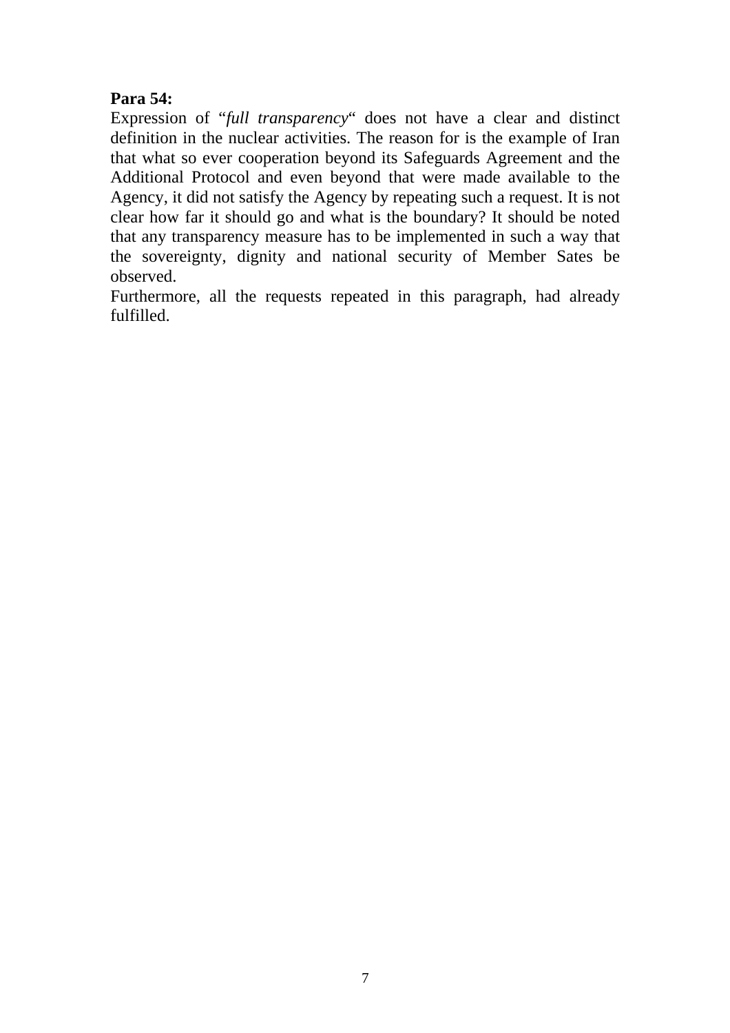**Para 54:**

Expression of "*full transparency*" does not have a clear and distinct definition in the nuclear activities. The reason for is the example of Iran that what so ever cooperation beyond its Safeguards Agreement and the Additional Protocol and even beyond that were made available to the Agency, it did not satisfy the Agency by repeating such a request. It is not clear how far it should go and what is the boundary? It should be noted that any transparency measure has to be implemented in such a way that the sovereignty, dignity and national security of Member Sates be observed.

Furthermore, all the requests repeated in this paragraph, had already fulfilled.